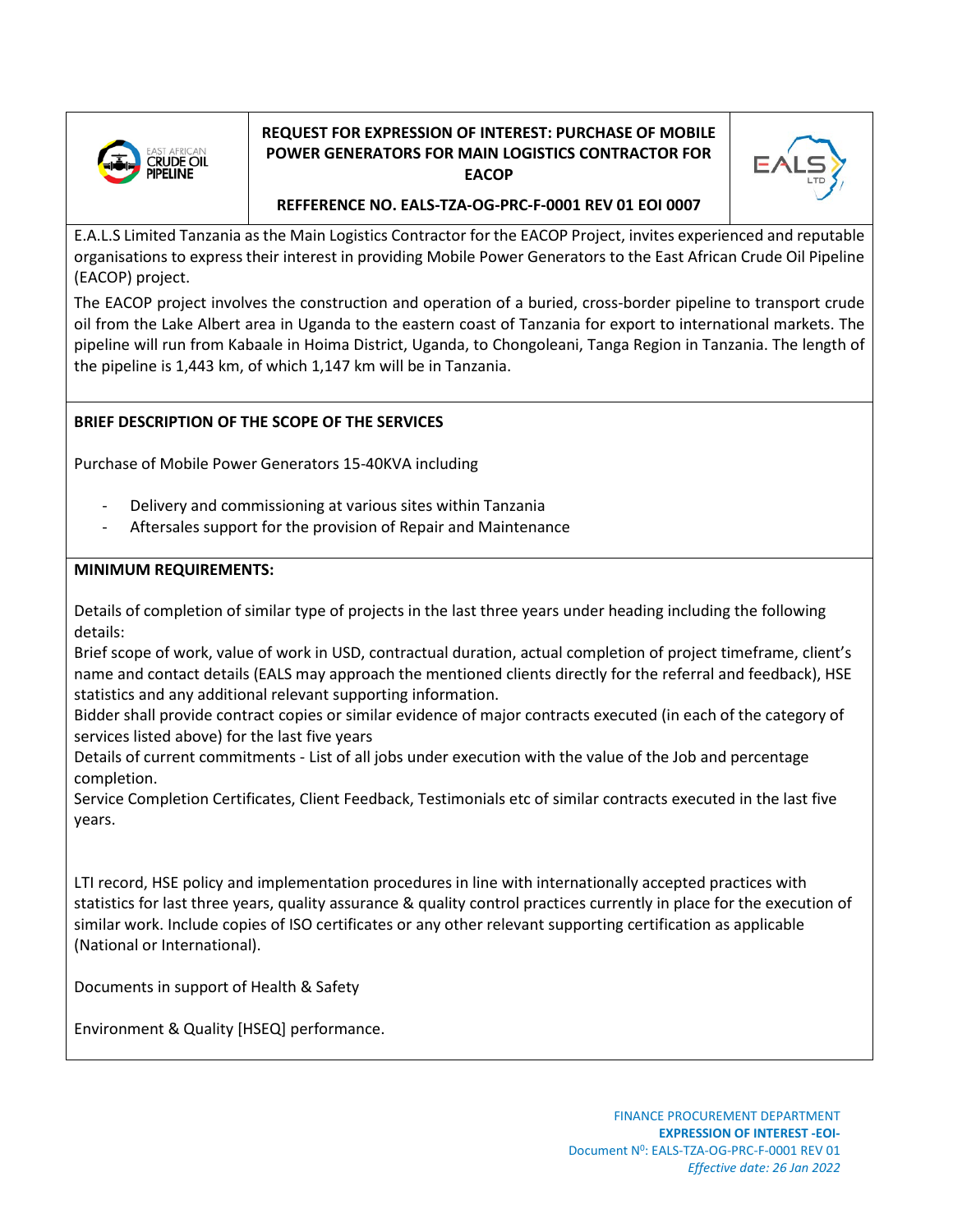# REQUEST FOR EXPRESSION OF INTEREST: PURCHASE OF MOBILE POWER GENERATORS FOR MAIN LOGISTICS CONTRACTOR FOR EACOP

**REFFERENCE NO. EALS-TZA-OG-PRC-F-0001 REV 01 EOI 0007**

E.A.L.S Limited Tanzania as the Main Logistics Contractor for the EACOP Project, invites experienced and reputable organisations to express their interest in providing Mobile Power Generators to the East African Crude Oil Pipeline (EACOP) project.

The EACOP project involves the construction and operation of a buried, cross-border pipeline to transport crude oil from the Lake Albert area in Uganda to the eastern coast of Tanzania for export to international markets. The pipeline will run from Kabaale in Hoima District, Uganda, to Chongoleani, Tanga Region in Tanzania. The length of the pipeline is 1,443 km, of which 1,147 km will be in Tanzania.

## BRIEF DESCRIPTION OF THE SCOPE OF THE SERVICES

Purchase of Mobile Power Generators 15-40KVA including

- Delivery and commissioning at various sites within Tanzania
- Aftersales support for the provision of Repair and Maintenance

## MINIMUM REQUIREMENTS:

Details of completion of similar type of projects in the last three years under heading including the following details:

Brief scope of work, value of work in USD, contractual duration, actual completion of project timeframe, client's name and contact details (EALS may approach the mentioned clients directly for the referral and feedback), HSE statistics and any additional relevant supporting information.

Bidder shall provide contract copies or similar evidence of major contracts executed (in each of the category of services listed above) for the last five years

Details of current commitments - List of all jobs under execution with the value of the Job and percentage completion.

Service Completion Certificates, Client Feedback, Testimonials etc of similar contracts executed in the last five years.

LTI record, HSE policy and implementation procedures in line with internationally accepted practices with statistics for last three years, quality assurance & quality control practices currently in place for the execution of similar work. Include copies of ISO certificates or any other relevant supporting certification as applicable (National or International).

Documents in support of Health & Safety

Environment & Quality [HSEQ] performance.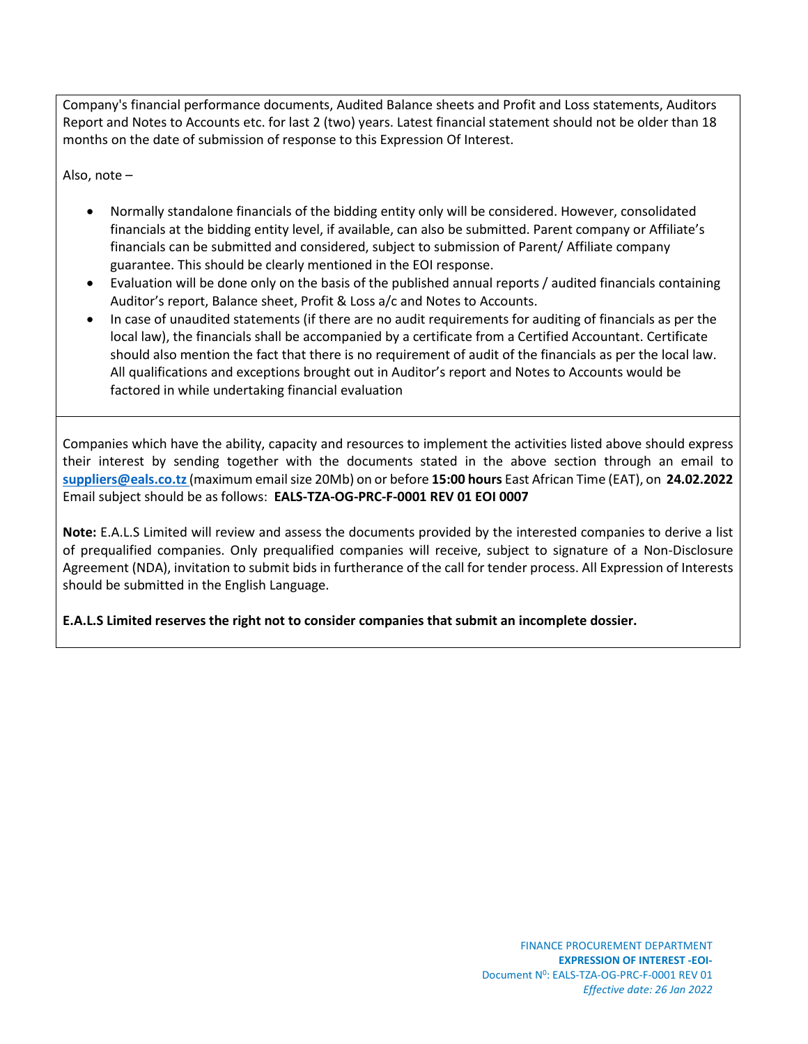Company's financial performance documents, Audited Balance sheets and Profit and Loss statements, Auditors Report and Notes to Accounts etc. for last 2 (two) years. Latest financial statement should not be older than 18 months on the date of submission of response to this Expression Of Interest.

Also, note –

- Normally standalone financials of the bidding entity only will be considered. However, consolidated financials at the bidding entity level, if available, can also be submitted. Parent company or Affiliate's financials can be submitted and considered, subject to submission of Parent/ Affiliate company guarantee. This should be clearly mentioned in the EOI response.
- Evaluation will be done only on the basis of the published annual reports / audited financials containing Auditor's report, Balance sheet, Profit & Loss a/c and Notes to Accounts.
- In case of unaudited statements (if there are no audit requirements for auditing of financials as per the local law), the financials shall be accompanied by a certificate from a Certified Accountant. Certificate should also mention the fact that there is no requirement of audit of the financials as per the local law. All qualifications and exceptions brought out in Auditor's report and Notes to Accounts would be factored in while undertaking financial evaluation

Companies which have the ability, capacity and resources to implement the activities listed above should express their interest by sending together with the documents stated in the above section through an email to **suppliers@eals.co.tz** (maximum email size 20Mb) on or before **15:00 hours** East African Time (EAT), on **24.02.2022**
Email subject should be as follows: **EALS-TZA-OG-PRC-F-0001 REV 01 EOI 0007**

**Note:** E.A.L.S Limited will review and assess the documents provided by the interested companies to derive a list of prequalified companies. Only prequalified companies will receive, subject to signature of a Non-Disclosure Agreement (NDA), invitation to submit bids in furtherance of the call for tender process. All Expression of Interests should be submitted in the English Language.

**E.A.L.S Limited reserves the right not to consider companies that submit an incomplete dossier.**